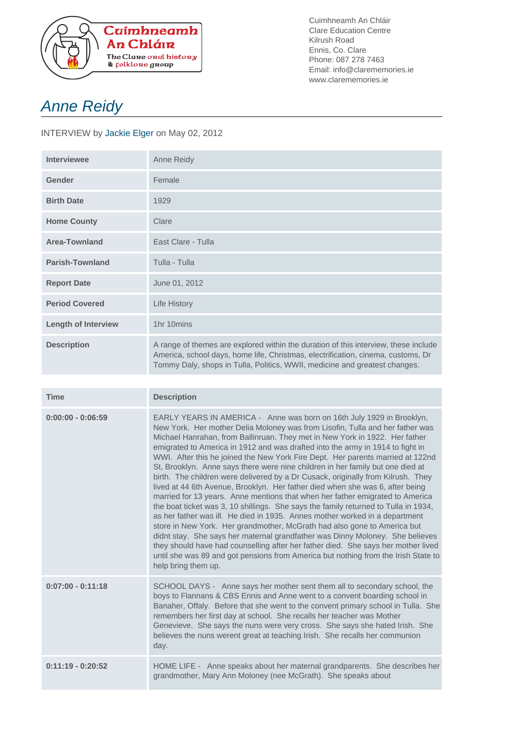Cuimhneamh An Chláir
The Clare oral history & folklore group

Cuimhneamh An Chláir
Clare Education Centre
Kilrush Road
Ennis, Co. Clare
Phone: 087 278 7463
Email: info@clarememories.ie
www.clarememories.ie

# Anne Reidy

INTERVIEW by Jackie Elger on May 02, 2012

| | |
|---|---|
| **Interviewee** | Anne Reidy |
| **Gender** | Female |
| **Birth Date** | 1929 |
| **Home County** | Clare |
| **Area-Townland** | East Clare - Tulla |
| **Parish-Townland** | Tulla - Tulla |
| **Report Date** | June 01, 2012 |
| **Period Covered** | Life History |
| **Length of Interview** | 1hr 10mins |
| **Description** | A range of themes are explored within the duration of this interview, these include America, school days, home life, Christmas, electrification, cinema, customs, Dr Tommy Daly, shops in Tulla, Politics, WWII, medicine and greatest changes. |

| Time | Description |
|---|---|
| **0:00:00 - 0:06:59** | EARLY YEARS IN AMERICA - Anne was born on 16th July 1929 in Brooklyn, New York. Her mother Delia Moloney was from Lisofin, Tulla and her father was Michael Hanrahan, from Ballinruan. They met in New York in 1922. Her father emigrated to America in 1912 and was drafted into the army in 1914 to fight in WWI. After this he joined the New York Fire Dept. Her parents married at 122nd St, Brooklyn. Anne says there were nine children in her family but one died at birth. The children were delivered by a Dr Cusack, originally from Kilrush. They lived at 44 6th Avenue, Brooklyn. Her father died when she was 6, after being married for 13 years. Anne mentions that when her father emigrated to America the boat ticket was 3, 10 shillings. She says the family returned to Tulla in 1934, as her father was ill. He died in 1935. Annes mother worked in a department store in New York. Her grandmother, McGrath had also gone to America but didnt stay. She says her maternal grandfather was Dinny Moloney. She believes they should have had counselling after her father died. She says her mother lived until she was 89 and got pensions from America but nothing from the Irish State to help bring them up. |
| **0:07:00 - 0:11:18** | SCHOOL DAYS - Anne says her mother sent them all to secondary school, the boys to Flannans & CBS Ennis and Anne went to a convent boarding school in Banaher, Offaly. Before that she went to the convent primary school in Tulla. She remembers her first day at school. She recalls her teacher was Mother Genevieve. She says the nuns were very cross. She says she hated Irish. She believes the nuns werent great at teaching Irish. She recalls her communion day. |
| **0:11:19 - 0:20:52** | HOME LIFE - Anne speaks about her maternal grandparents. She describes her grandmother, Mary Ann Moloney (nee McGrath). She speaks about |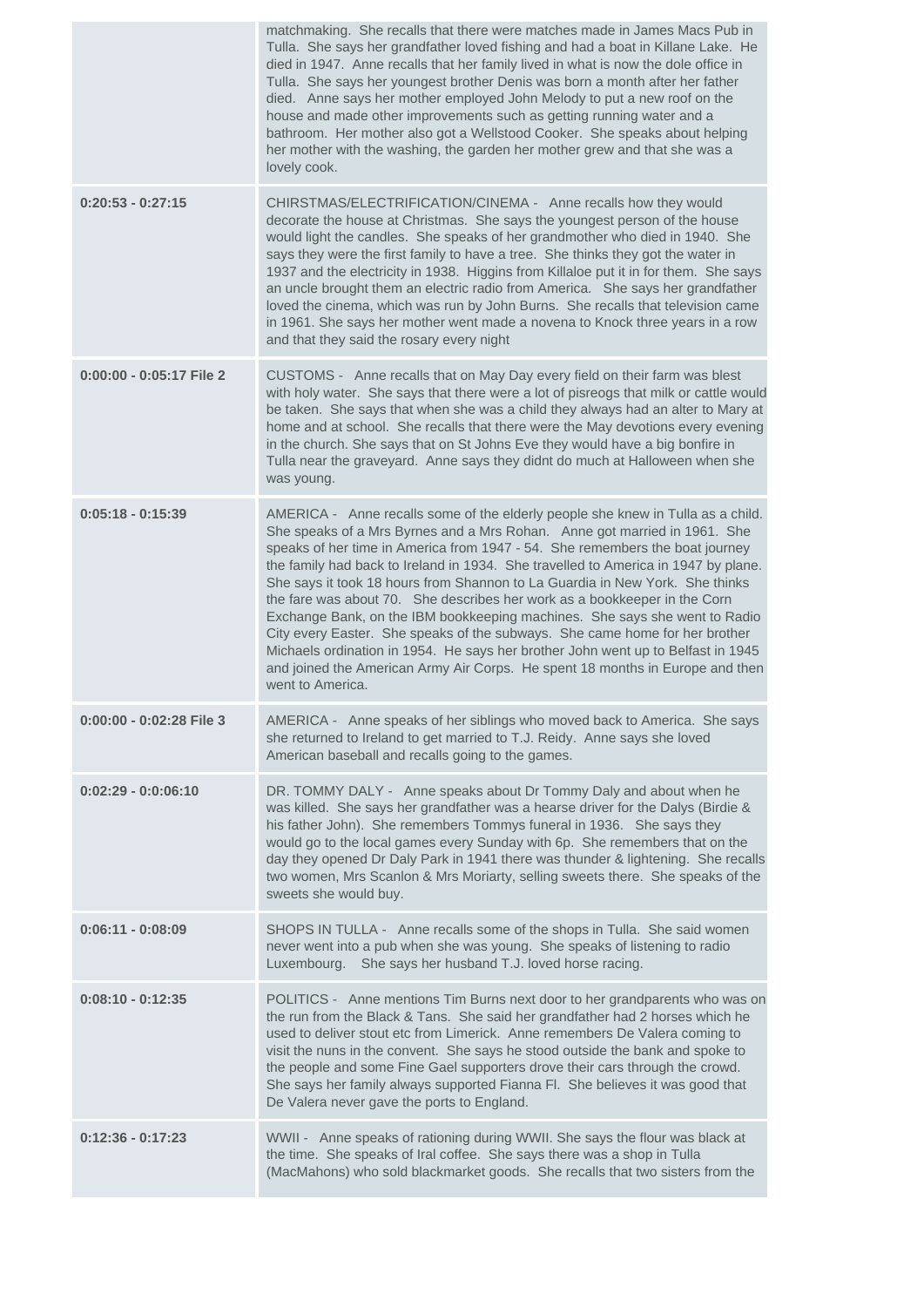| | |
|---|---|
| | matchmaking. She recalls that there were matches made in James Macs Pub in Tulla. She says her grandfather loved fishing and had a boat in Killane Lake. He died in 1947. Anne recalls that her family lived in what is now the dole office in Tulla. She says her youngest brother Denis was born a month after her father died. Anne says her mother employed John Melody to put a new roof on the house and made other improvements such as getting running water and a bathroom. Her mother also got a Wellstood Cooker. She speaks about helping her mother with the washing, the garden her mother grew and that she was a lovely cook. |
| **0:20:53 - 0:27:15** | CHIRSTMAS/ELECTRIFICATION/CINEMA - Anne recalls how they would decorate the house at Christmas. She says the youngest person of the house would light the candles. She speaks of her grandmother who died in 1940. She says they were the first family to have a tree. She thinks they got the water in 1937 and the electricity in 1938. Higgins from Killaloe put it in for them. She says an uncle brought them an electric radio from America. She says her grandfather loved the cinema, which was run by John Burns. She recalls that television came in 1961. She says her mother went made a novena to Knock three years in a row and that they said the rosary every night |
| **0:00:00 - 0:05:17 File 2** | CUSTOMS - Anne recalls that on May Day every field on their farm was blest with holy water. She says that there were a lot of pisreogs that milk or cattle would be taken. She says that when she was a child they always had an alter to Mary at home and at school. She recalls that there were the May devotions every evening in the church. She says that on St Johns Eve they would have a big bonfire in Tulla near the graveyard. Anne says they didnt do much at Halloween when she was young. |
| **0:05:18 - 0:15:39** | AMERICA - Anne recalls some of the elderly people she knew in Tulla as a child. She speaks of a Mrs Byrnes and a Mrs Rohan. Anne got married in 1961. She speaks of her time in America from 1947 - 54. She remembers the boat journey the family had back to Ireland in 1934. She travelled to America in 1947 by plane. She says it took 18 hours from Shannon to La Guardia in New York. She thinks the fare was about 70. She describes her work as a bookkeeper in the Corn Exchange Bank, on the IBM bookkeeping machines. She says she went to Radio City every Easter. She speaks of the subways. She came home for her brother Michaels ordination in 1954. He says her brother John went up to Belfast in 1945 and joined the American Army Air Corps. He spent 18 months in Europe and then went to America. |
| **0:00:00 - 0:02:28 File 3** | AMERICA - Anne speaks of her siblings who moved back to America. She says she returned to Ireland to get married to T.J. Reidy. Anne says she loved American baseball and recalls going to the games. |
| **0:02:29 - 0:0:06:10** | DR. TOMMY DALY - Anne speaks about Dr Tommy Daly and about when he was killed. She says her grandfather was a hearse driver for the Dalys (Birdie & his father John). She remembers Tommys funeral in 1936. She says they would go to the local games every Sunday with 6p. She remembers that on the day they opened Dr Daly Park in 1941 there was thunder & lightening. She recalls two women, Mrs Scanlon & Mrs Moriarty, selling sweets there. She speaks of the sweets she would buy. |
| **0:06:11 - 0:08:09** | SHOPS IN TULLA - Anne recalls some of the shops in Tulla. She said women never went into a pub when she was young. She speaks of listening to radio Luxembourg. She says her husband T.J. loved horse racing. |
| **0:08:10 - 0:12:35** | POLITICS - Anne mentions Tim Burns next door to her grandparents who was on the run from the Black & Tans. She said her grandfather had 2 horses which he used to deliver stout etc from Limerick. Anne remembers De Valera coming to visit the nuns in the convent. She says he stood outside the bank and spoke to the people and some Fine Gael supporters drove their cars through the crowd. She says her family always supported Fianna Fl. She believes it was good that De Valera never gave the ports to England. |
| **0:12:36 - 0:17:23** | WWII - Anne speaks of rationing during WWII. She says the flour was black at the time. She speaks of Iral coffee. She says there was a shop in Tulla (MacMahons) who sold blackmarket goods. She recalls that two sisters from the |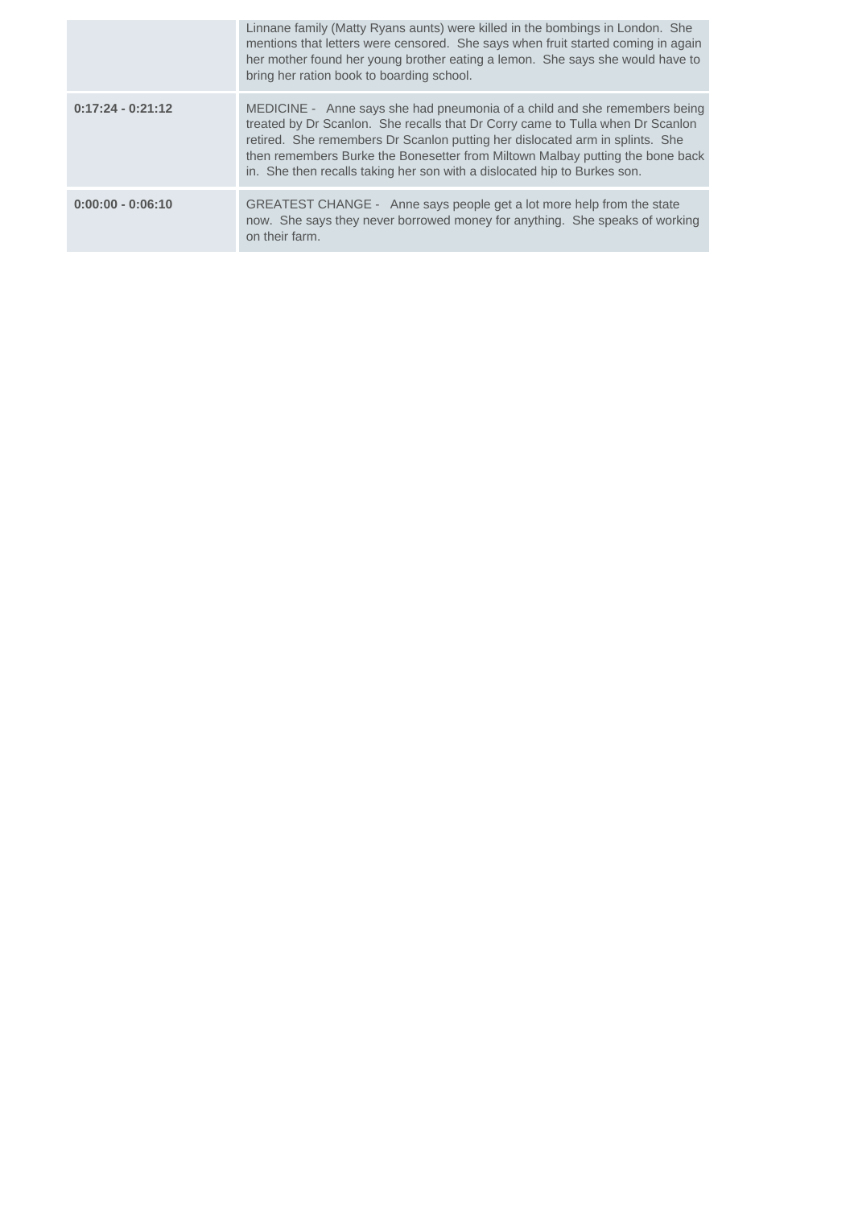| | |
|---|---|
| | Linnane family (Matty Ryans aunts) were killed in the bombings in London. She mentions that letters were censored. She says when fruit started coming in again her mother found her young brother eating a lemon. She says she would have to bring her ration book to boarding school. |
| **0:17:24 - 0:21:12** | MEDICINE - Anne says she had pneumonia of a child and she remembers being treated by Dr Scanlon. She recalls that Dr Corry came to Tulla when Dr Scanlon retired. She remembers Dr Scanlon putting her dislocated arm in splints. She then remembers Burke the Bonesetter from Miltown Malbay putting the bone back in. She then recalls taking her son with a dislocated hip to Burkes son. |
| **0:00:00 - 0:06:10** | GREATEST CHANGE - Anne says people get a lot more help from the state now. She says they never borrowed money for anything. She speaks of working on their farm. |